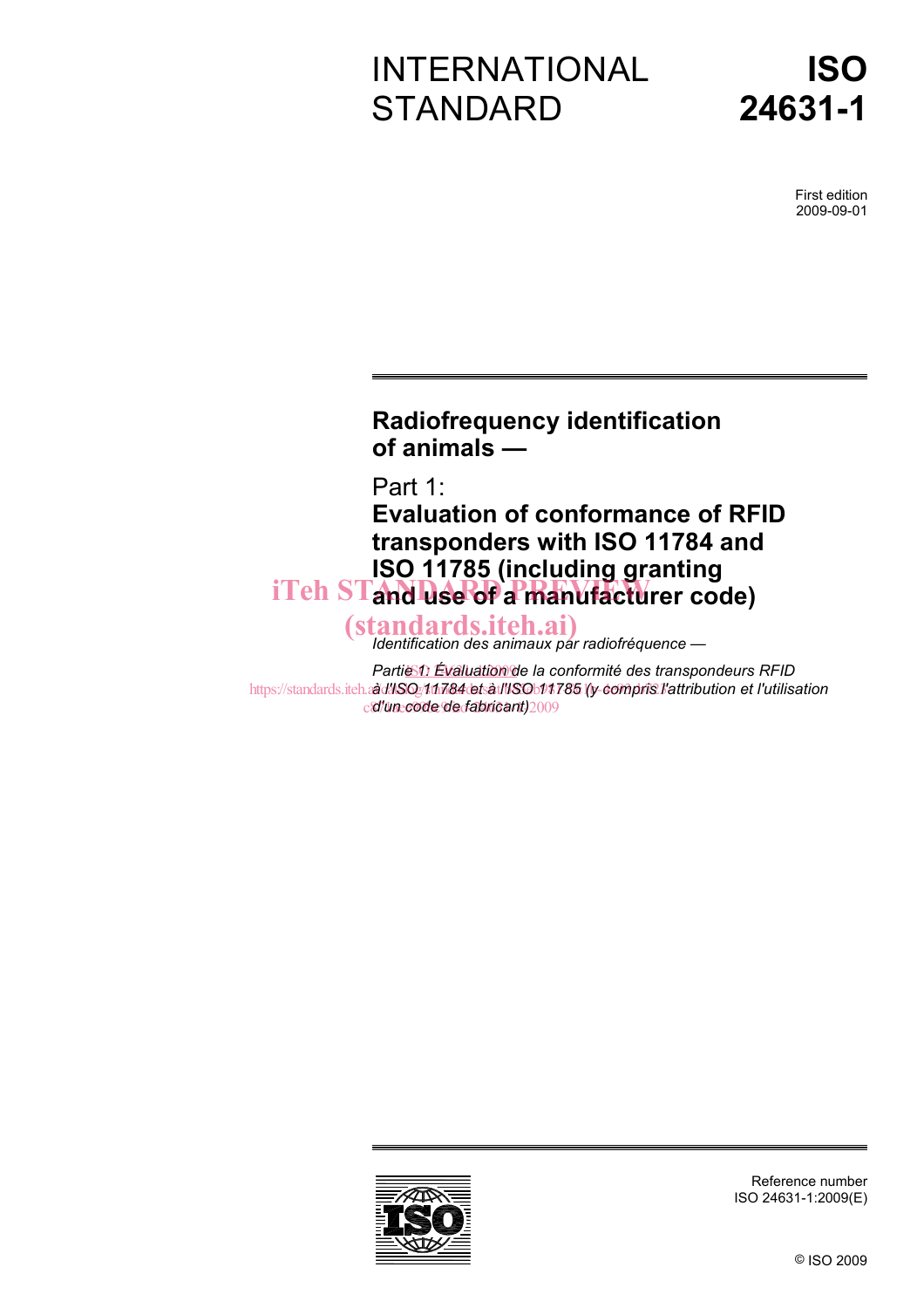# INTERNATIONAL STANDARD

# ISO 24631-1

First edition
2009-09-01

---

## Radiofrequency identification of animals —

## Part 1:
## Evaluation of conformance of RFID transponders with ISO 11784 and ISO 11785 (including granting and use of a manufacturer code)

*Identification des animaux par radiofréquence —*

*Partie 1: Évaluation de la conformité des transpondeurs RFID à l'ISO 11784 et à l'ISO 11785 (y compris l'attribution et l'utilisation d'un code de fabricant)*

---

Reference number
ISO 24631-1:2009(E)

© ISO 2009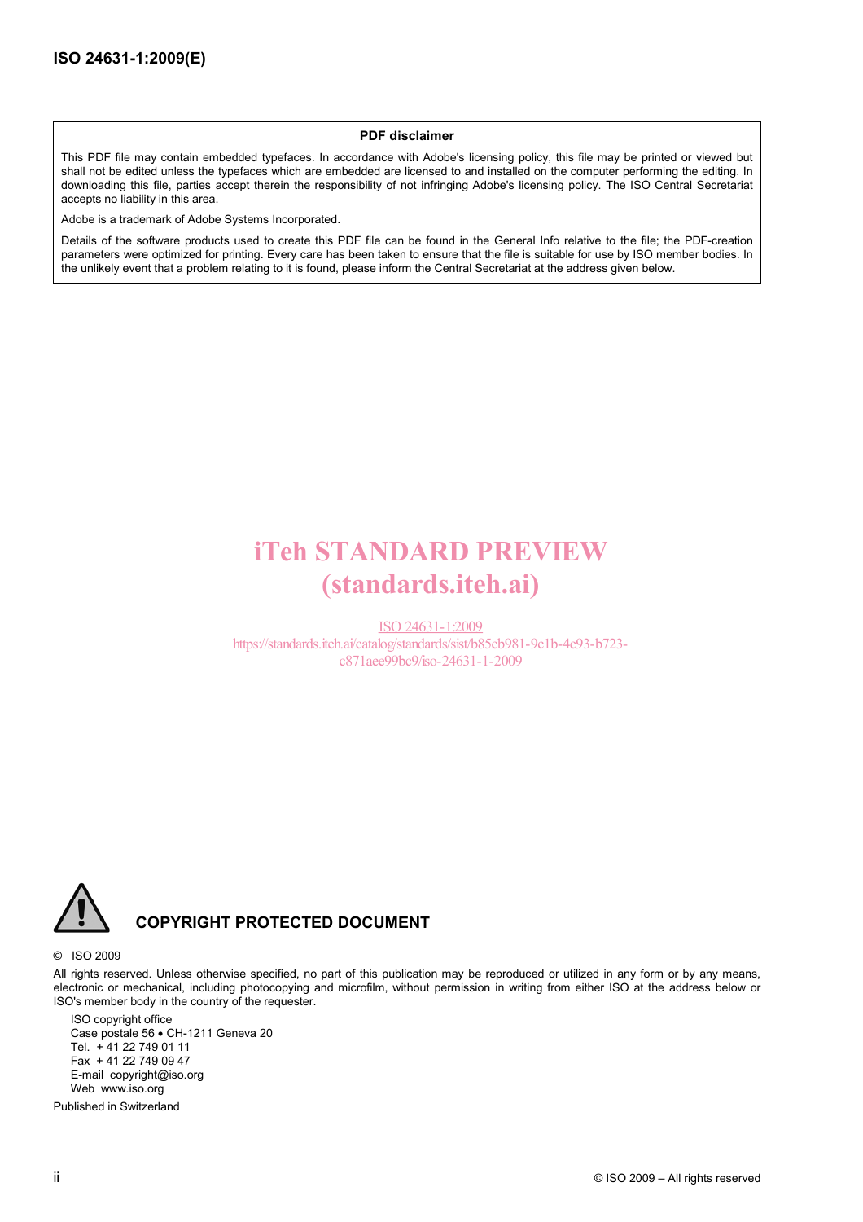**PDF disclaimer**

This PDF file may contain embedded typefaces. In accordance with Adobe's licensing policy, this file may be printed or viewed but shall not be edited unless the typefaces which are embedded are licensed to and installed on the computer performing the editing. In downloading this file, parties accept therein the responsibility of not infringing Adobe's licensing policy. The ISO Central Secretariat accepts no liability in this area.

Adobe is a trademark of Adobe Systems Incorporated.

Details of the software products used to create this PDF file can be found in the General Info relative to the file; the PDF-creation parameters were optimized for printing. Every care has been taken to ensure that the file is suitable for use by ISO member bodies. In the unlikely event that a problem relating to it is found, please inform the Central Secretariat at the address given below.

iTeh STANDARD PREVIEW
(standards.iteh.ai)

ISO 24631-1:2009
https://standards.iteh.ai/catalog/standards/sist/b85eb981-9c1b-4e93-b723-c871aee99bc9/iso-24631-1-2009

**COPYRIGHT PROTECTED DOCUMENT**

© ISO 2009

All rights reserved. Unless otherwise specified, no part of this publication may be reproduced or utilized in any form or by any means, electronic or mechanical, including photocopying and microfilm, without permission in writing from either ISO at the address below or ISO's member body in the country of the requester.

ISO copyright office
Case postale 56 • CH-1211 Geneva 20
Tel. + 41 22 749 01 11
Fax + 41 22 749 09 47
E-mail copyright@iso.org
Web www.iso.org

Published in Switzerland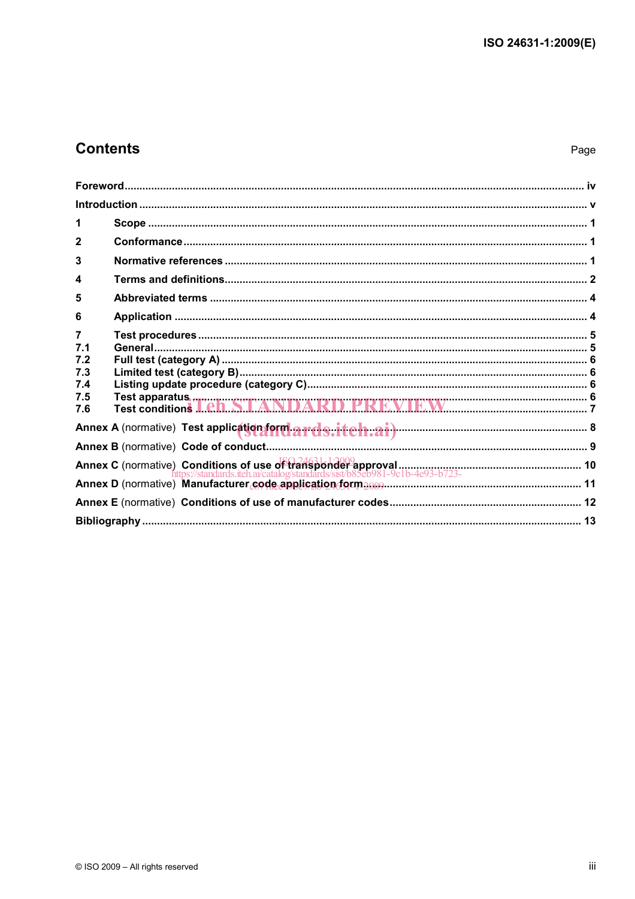# Contents

Page

Foreword ..... iv

Introduction ..... v

1 Scope ..... 1

2 Conformance ..... 1

3 Normative references ..... 1

4 Terms and definitions ..... 2

5 Abbreviated terms ..... 4

6 Application ..... 4

7 Test procedures ..... 5
7.1 General ..... 5
7.2 Full test (category A) ..... 6
7.3 Limited test (category B) ..... 6
7.4 Listing update procedure (category C) ..... 6
7.5 Test apparatus ..... 6
7.6 Test conditions ..... 7

Annex A (normative) Test application form ..... 8

Annex B (normative) Code of conduct ..... 9

Annex C (normative) Conditions of use of transponder approval ..... 10

Annex D (normative) Manufacturer code application form ..... 11

Annex E (normative) Conditions of use of manufacturer codes ..... 12

Bibliography ..... 13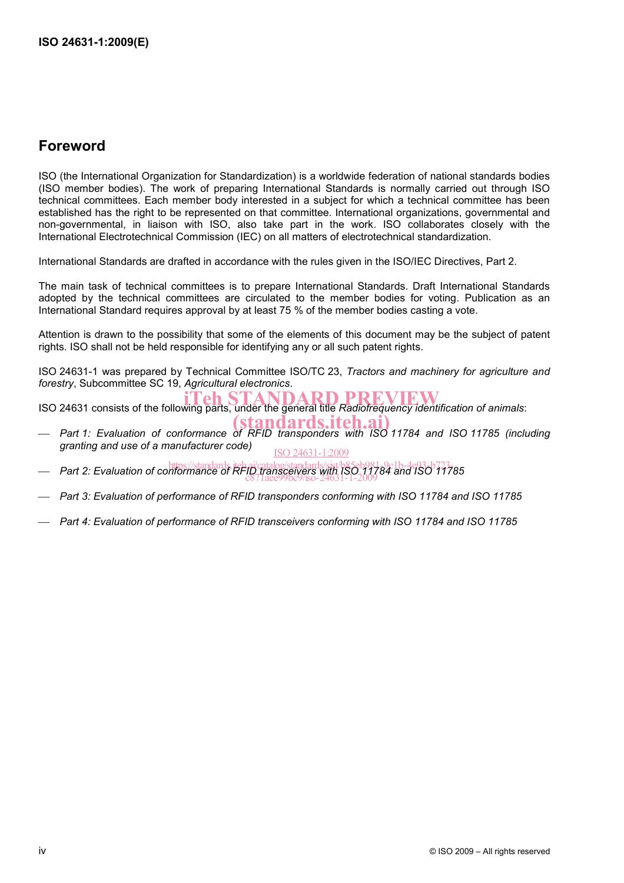## Foreword

ISO (the International Organization for Standardization) is a worldwide federation of national standards bodies (ISO member bodies). The work of preparing International Standards is normally carried out through ISO technical committees. Each member body interested in a subject for which a technical committee has been established has the right to be represented on that committee. International organizations, governmental and non-governmental, in liaison with ISO, also take part in the work. ISO collaborates closely with the International Electrotechnical Commission (IEC) on all matters of electrotechnical standardization.

International Standards are drafted in accordance with the rules given in the ISO/IEC Directives, Part 2.

The main task of technical committees is to prepare International Standards. Draft International Standards adopted by the technical committees are circulated to the member bodies for voting. Publication as an International Standard requires approval by at least 75 % of the member bodies casting a vote.

Attention is drawn to the possibility that some of the elements of this document may be the subject of patent rights. ISO shall not be held responsible for identifying any or all such patent rights.

ISO 24631-1 was prepared by Technical Committee ISO/TC 23, *Tractors and machinery for agriculture and forestry*, Subcommittee SC 19, *Agricultural electronics*.

ISO 24631 consists of the following parts, under the general title *Radiofrequency identification of animals*:

- *Part 1: Evaluation of conformance of RFID transponders with ISO 11784 and ISO 11785 (including granting and use of a manufacturer code)*
- *Part 2: Evaluation of conformance of RFID transceivers with ISO 11784 and ISO 11785*
- *Part 3: Evaluation of performance of RFID transponders conforming with ISO 11784 and ISO 11785*
- *Part 4: Evaluation of performance of RFID transceivers conforming with ISO 11784 and ISO 11785*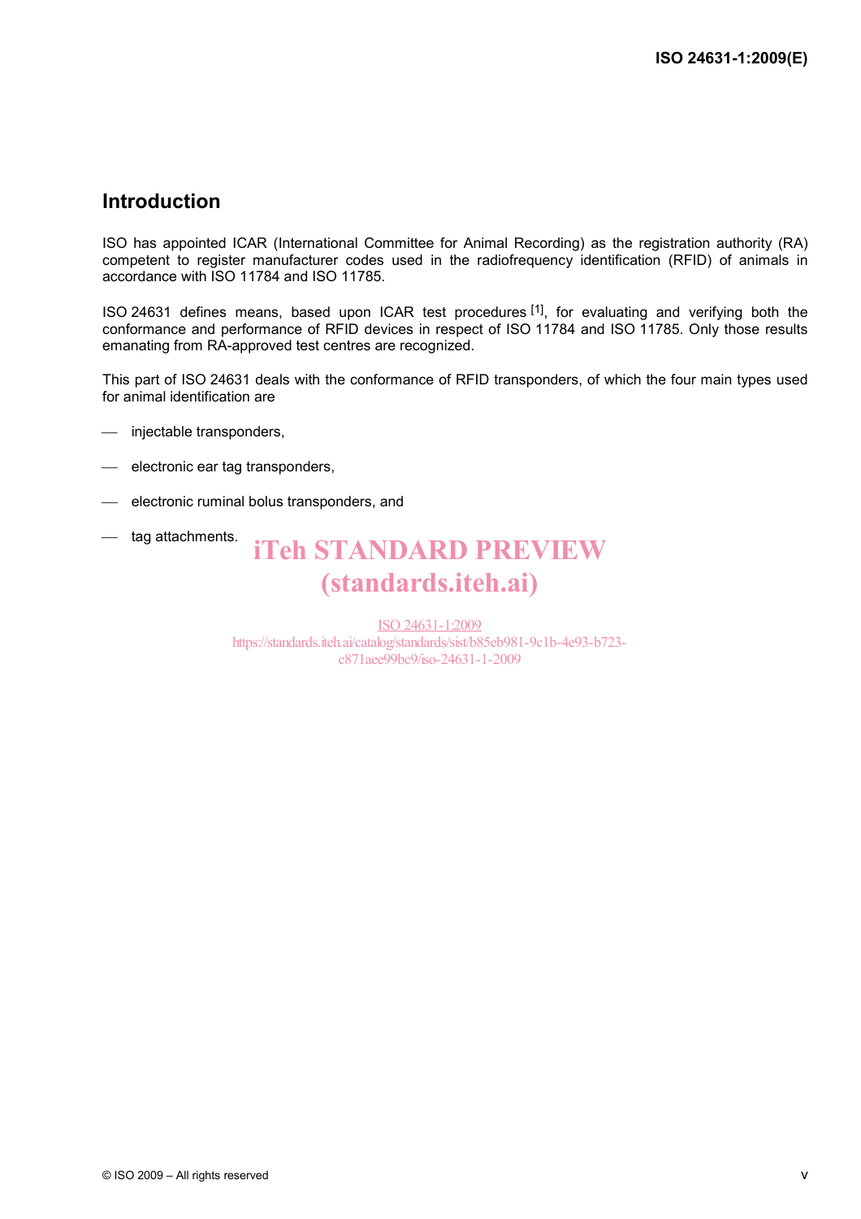## Introduction

ISO has appointed ICAR (International Committee for Animal Recording) as the registration authority (RA) competent to register manufacturer codes used in the radiofrequency identification (RFID) of animals in accordance with ISO 11784 and ISO 11785.

ISO 24631 defines means, based upon ICAR test procedures [1], for evaluating and verifying both the conformance and performance of RFID devices in respect of ISO 11784 and ISO 11785. Only those results emanating from RA-approved test centres are recognized.

This part of ISO 24631 deals with the conformance of RFID transponders, of which the four main types used for animal identification are

- injectable transponders,
- electronic ear tag transponders,
- electronic ruminal bolus transponders, and
- tag attachments.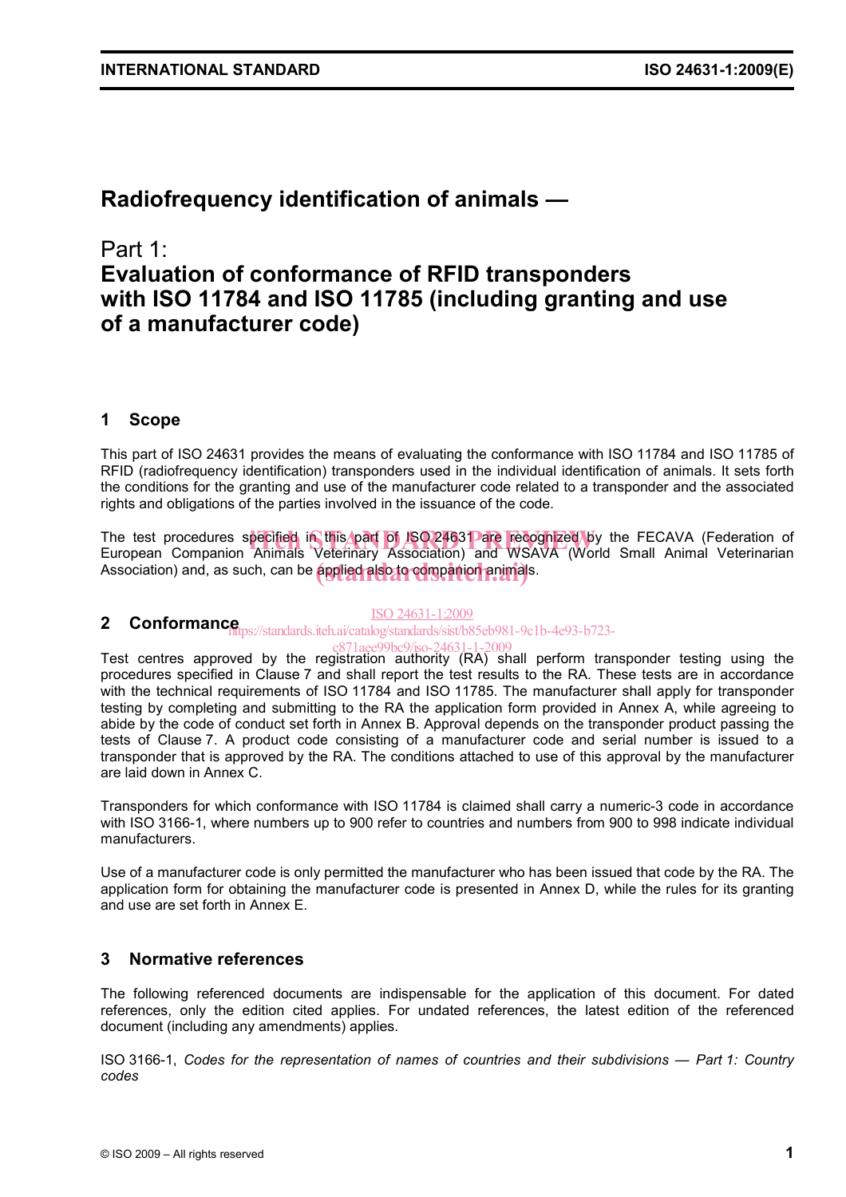# Radiofrequency identification of animals —

## Part 1:
## Evaluation of conformance of RFID transponders with ISO 11784 and ISO 11785 (including granting and use of a manufacturer code)

## 1 Scope

This part of ISO 24631 provides the means of evaluating the conformance with ISO 11784 and ISO 11785 of RFID (radiofrequency identification) transponders used in the individual identification of animals. It sets forth the conditions for the granting and use of the manufacturer code related to a transponder and the associated rights and obligations of the parties involved in the issuance of the code.

The test procedures specified in this part of ISO 24631 are recognized by the FECAVA (Federation of European Companion Animals Veterinary Association) and WSAVA (World Small Animal Veterinarian Association) and, as such, can be applied also to companion animals.

## 2 Conformance

Test centres approved by the registration authority (RA) shall perform transponder testing using the procedures specified in Clause 7 and shall report the test results to the RA. These tests are in accordance with the technical requirements of ISO 11784 and ISO 11785. The manufacturer shall apply for transponder testing by completing and submitting to the RA the application form provided in Annex A, while agreeing to abide by the code of conduct set forth in Annex B. Approval depends on the transponder product passing the tests of Clause 7. A product code consisting of a manufacturer code and serial number is issued to a transponder that is approved by the RA. The conditions attached to use of this approval by the manufacturer are laid down in Annex C.

Transponders for which conformance with ISO 11784 is claimed shall carry a numeric-3 code in accordance with ISO 3166-1, where numbers up to 900 refer to countries and numbers from 900 to 998 indicate individual manufacturers.

Use of a manufacturer code is only permitted the manufacturer who has been issued that code by the RA. The application form for obtaining the manufacturer code is presented in Annex D, while the rules for its granting and use are set forth in Annex E.

## 3 Normative references

The following referenced documents are indispensable for the application of this document. For dated references, only the edition cited applies. For undated references, the latest edition of the referenced document (including any amendments) applies.

ISO 3166-1, *Codes for the representation of names of countries and their subdivisions — Part 1: Country codes*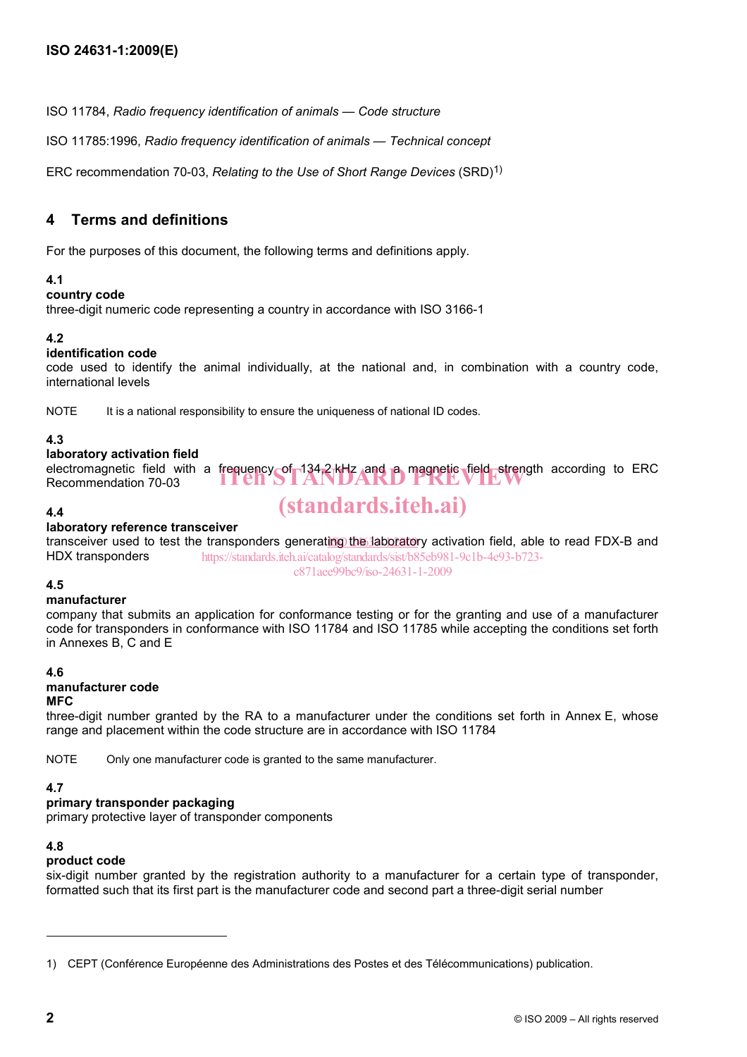ISO 11784, *Radio frequency identification of animals — Code structure*

ISO 11785:1996, *Radio frequency identification of animals — Technical concept*

ERC recommendation 70-03, *Relating to the Use of Short Range Devices* (SRD)[1)]

## 4 Terms and definitions

For the purposes of this document, the following terms and definitions apply.

**4.1**
**country code**
three-digit numeric code representing a country in accordance with ISO 3166-1

**4.2**
**identification code**
code used to identify the animal individually, at the national and, in combination with a country code, international levels

NOTE It is a national responsibility to ensure the uniqueness of national ID codes.

**4.3**
**laboratory activation field**
electromagnetic field with a frequency of 134,2 kHz and a magnetic field strength according to ERC Recommendation 70-03

**4.4**
**laboratory reference transceiver**
transceiver used to test the transponders generating the laboratory activation field, able to read FDX-B and HDX transponders

**4.5**
**manufacturer**
company that submits an application for conformance testing or for the granting and use of a manufacturer code for transponders in conformance with ISO 11784 and ISO 11785 while accepting the conditions set forth in Annexes B, C and E

**4.6**
**manufacturer code**
**MFC**
three-digit number granted by the RA to a manufacturer under the conditions set forth in Annex E, whose range and placement within the code structure are in accordance with ISO 11784

NOTE Only one manufacturer code is granted to the same manufacturer.

**4.7**
**primary transponder packaging**
primary protective layer of transponder components

**4.8**
**product code**
six-digit number granted by the registration authority to a manufacturer for a certain type of transponder, formatted such that its first part is the manufacturer code and second part a three-digit serial number

---

1) CEPT (Conférence Européenne des Administrations des Postes et des Télécommunications) publication.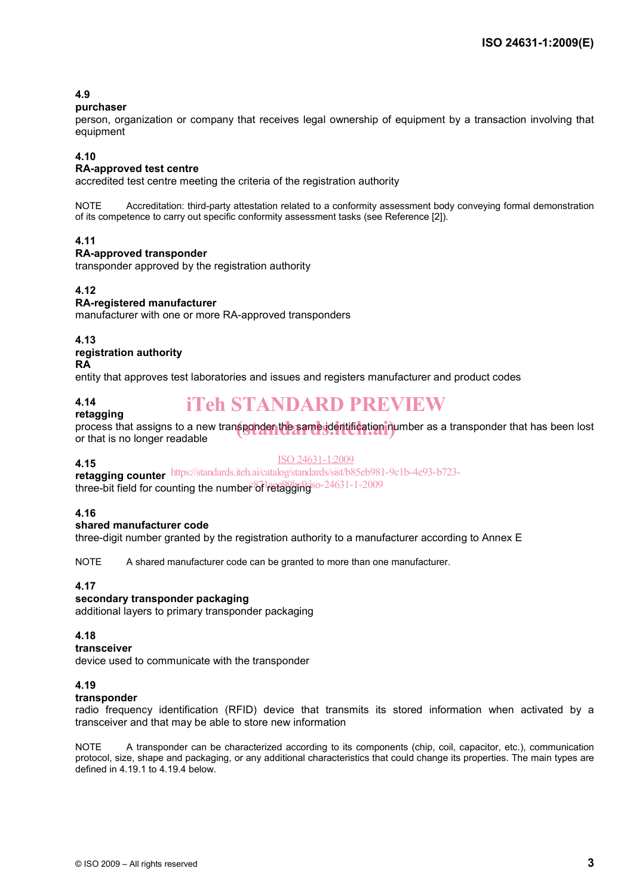**4.9**
**purchaser**
person, organization or company that receives legal ownership of equipment by a transaction involving that equipment

**4.10**
**RA-approved test centre**
accredited test centre meeting the criteria of the registration authority

NOTE Accreditation: third-party attestation related to a conformity assessment body conveying formal demonstration of its competence to carry out specific conformity assessment tasks (see Reference [2]).

**4.11**
**RA-approved transponder**
transponder approved by the registration authority

**4.12**
**RA-registered manufacturer**
manufacturer with one or more RA-approved transponders

**4.13**
**registration authority**
**RA**
entity that approves test laboratories and issues and registers manufacturer and product codes

**4.14**
**retagging**
process that assigns to a new transponder the same identification number as a transponder that has been lost or that is no longer readable

**4.15**
**retagging counter**
three-bit field for counting the number of retagging

**4.16**
**shared manufacturer code**
three-digit number granted by the registration authority to a manufacturer according to Annex E

NOTE A shared manufacturer code can be granted to more than one manufacturer.

**4.17**
**secondary transponder packaging**
additional layers to primary transponder packaging

**4.18**
**transceiver**
device used to communicate with the transponder

**4.19**
**transponder**
radio frequency identification (RFID) device that transmits its stored information when activated by a transceiver and that may be able to store new information

NOTE A transponder can be characterized according to its components (chip, coil, capacitor, etc.), communication protocol, size, shape and packaging, or any additional characteristics that could change its properties. The main types are defined in 4.19.1 to 4.19.4 below.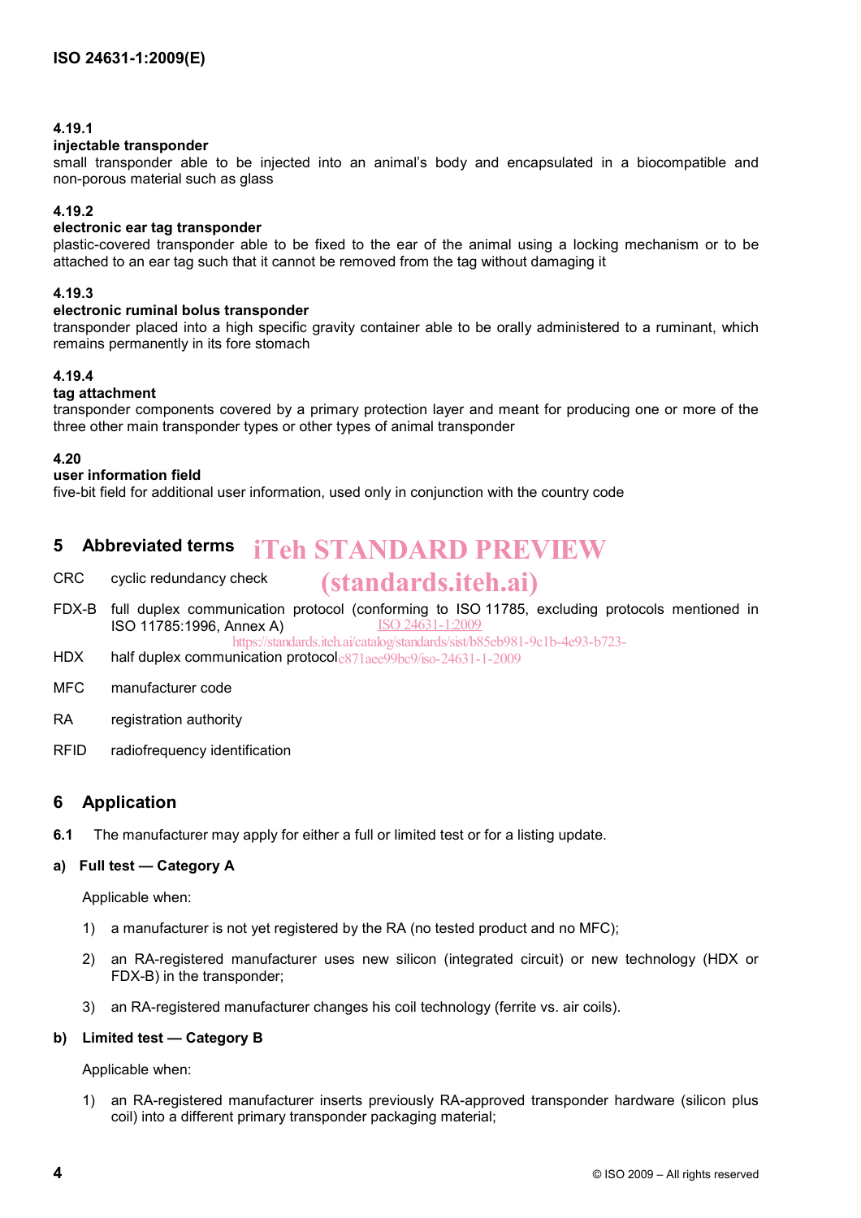**4.19.1**
**injectable transponder**
small transponder able to be injected into an animal's body and encapsulated in a biocompatible and non-porous material such as glass

**4.19.2**
**electronic ear tag transponder**
plastic-covered transponder able to be fixed to the ear of the animal using a locking mechanism or to be attached to an ear tag such that it cannot be removed from the tag without damaging it

**4.19.3**
**electronic ruminal bolus transponder**
transponder placed into a high specific gravity container able to be orally administered to a ruminant, which remains permanently in its fore stomach

**4.19.4**
**tag attachment**
transponder components covered by a primary protection layer and meant for producing one or more of the three other main transponder types or other types of animal transponder

**4.20**
**user information field**
five-bit field for additional user information, used only in conjunction with the country code

## 5 Abbreviated terms

CRC cyclic redundancy check

FDX-B full duplex communication protocol (conforming to ISO 11785, excluding protocols mentioned in ISO 11785:1996, Annex A)

HDX half duplex communication protocol

MFC manufacturer code

RA registration authority

RFID radiofrequency identification

## 6 Application

**6.1** The manufacturer may apply for either a full or limited test or for a listing update.

**a) Full test — Category A**

Applicable when:

1) a manufacturer is not yet registered by the RA (no tested product and no MFC);

2) an RA-registered manufacturer uses new silicon (integrated circuit) or new technology (HDX or FDX-B) in the transponder;

3) an RA-registered manufacturer changes his coil technology (ferrite vs. air coils).

**b) Limited test — Category B**

Applicable when:

1) an RA-registered manufacturer inserts previously RA-approved transponder hardware (silicon plus coil) into a different primary transponder packaging material;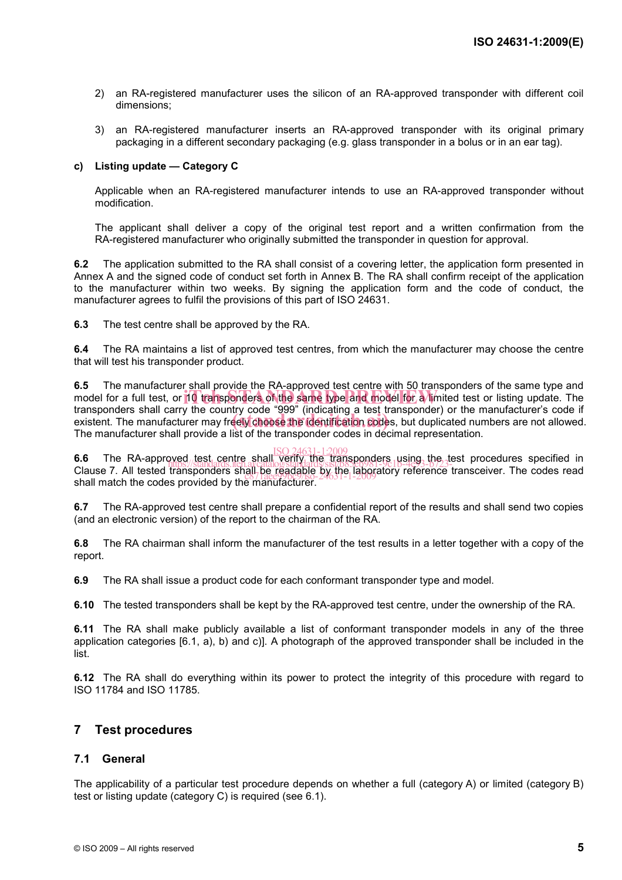2) an RA-registered manufacturer uses the silicon of an RA-approved transponder with different coil dimensions;

3) an RA-registered manufacturer inserts an RA-approved transponder with its original primary packaging in a different secondary packaging (e.g. glass transponder in a bolus or in an ear tag).

**c) Listing update — Category C**

Applicable when an RA-registered manufacturer intends to use an RA-approved transponder without modification.

The applicant shall deliver a copy of the original test report and a written confirmation from the RA-registered manufacturer who originally submitted the transponder in question for approval.

**6.2** The application submitted to the RA shall consist of a covering letter, the application form presented in Annex A and the signed code of conduct set forth in Annex B. The RA shall confirm receipt of the application to the manufacturer within two weeks. By signing the application form and the code of conduct, the manufacturer agrees to fulfil the provisions of this part of ISO 24631.

**6.3** The test centre shall be approved by the RA.

**6.4** The RA maintains a list of approved test centres, from which the manufacturer may choose the centre that will test his transponder product.

**6.5** The manufacturer shall provide the RA-approved test centre with 50 transponders of the same type and model for a full test, or 10 transponders of the same type and model for a limited test or listing update. The transponders shall carry the country code "999" (indicating a test transponder) or the manufacturer's code if existent. The manufacturer may freely choose the identification codes, but duplicated numbers are not allowed. The manufacturer shall provide a list of the transponder codes in decimal representation.

**6.6** The RA-approved test centre shall verify the transponders using the test procedures specified in Clause 7. All tested transponders shall be readable by the laboratory reference transceiver. The codes read shall match the codes provided by the manufacturer.

**6.7** The RA-approved test centre shall prepare a confidential report of the results and shall send two copies (and an electronic version) of the report to the chairman of the RA.

**6.8** The RA chairman shall inform the manufacturer of the test results in a letter together with a copy of the report.

**6.9** The RA shall issue a product code for each conformant transponder type and model.

**6.10** The tested transponders shall be kept by the RA-approved test centre, under the ownership of the RA.

**6.11** The RA shall make publicly available a list of conformant transponder models in any of the three application categories [6.1, a), b) and c)]. A photograph of the approved transponder shall be included in the list.

**6.12** The RA shall do everything within its power to protect the integrity of this procedure with regard to ISO 11784 and ISO 11785.

## 7 Test procedures

### 7.1 General

The applicability of a particular test procedure depends on whether a full (category A) or limited (category B) test or listing update (category C) is required (see 6.1).